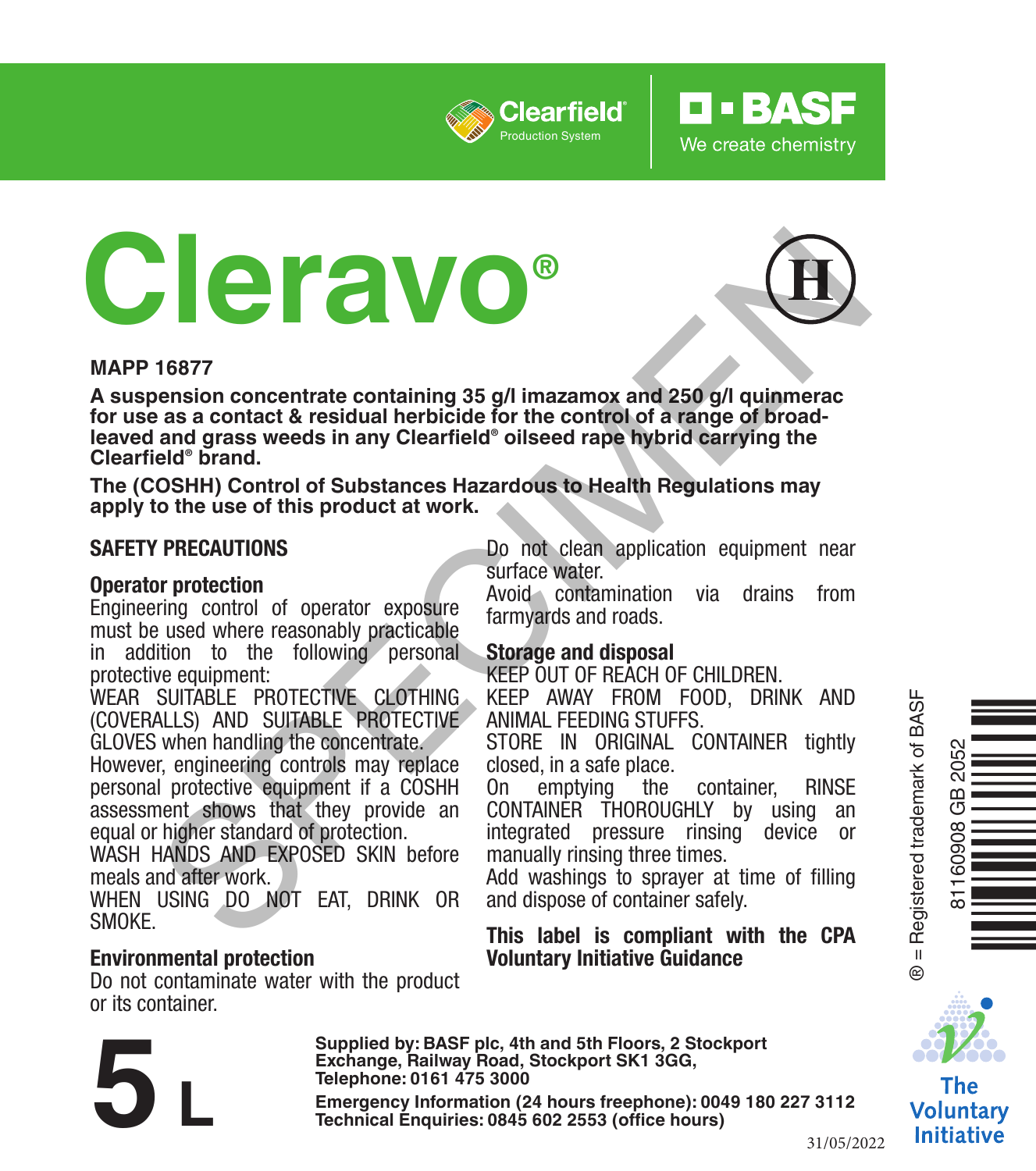Clearfield® Production System

BASF We create chemistry

# Cleravo®

(H)

**MAPP 16877**

**A suspension concentrate containing 35 g/l imazamox and 250 g/l quinmerac for use as a contact & residual herbicide for the control of a range of broad-leaved and grass weeds in any Clearfield® oilseed rape hybrid carrying the Clearfield® brand.**

**The (COSHH) Control of Substances Hazardous to Health Regulations may apply to the use of this product at work.**

## SAFETY PRECAUTIONS

### Operator protection

Engineering control of operator exposure must be used where reasonably practicable in addition to the following personal protective equipment:

WEAR SUITABLE PROTECTIVE CLOTHING (COVERALLS) AND SUITABLE PROTECTIVE GLOVES when handling the concentrate.

However, engineering controls may replace personal protective equipment if a COSHH assessment shows that they provide an equal or higher standard of protection.

WASH HANDS AND EXPOSED SKIN before meals and after work.

WHEN USING DO NOT EAT, DRINK OR SMOKE.

### Environmental protection

Do not contaminate water with the product or its container.

Do not clean application equipment near surface water.

Avoid contamination via drains from farmyards and roads.

### Storage and disposal

KEEP OUT OF REACH OF CHILDREN.

KEEP AWAY FROM FOOD, DRINK AND ANIMAL FEEDING STUFFS.

STORE IN ORIGINAL CONTAINER tightly closed, in a safe place.

On emptying the container, RINSE CONTAINER THOROUGHLY by using an integrated pressure rinsing device or manually rinsing three times.

Add washings to sprayer at time of filling and dispose of container safely.

**This label is compliant with the CPA Voluntary Initiative Guidance**

® = Registered trademark of BASF

81160908 GB 2052

The Voluntary Initiative

**5 L**

**Supplied by: BASF plc, 4th and 5th Floors, 2 Stockport Exchange, Railway Road, Stockport SK1 3GG, Telephone: 0161 475 3000**

**Emergency Information (24 hours freephone): 0049 180 227 3112**
**Technical Enquiries: 0845 602 2553 (office hours)**

31/05/2022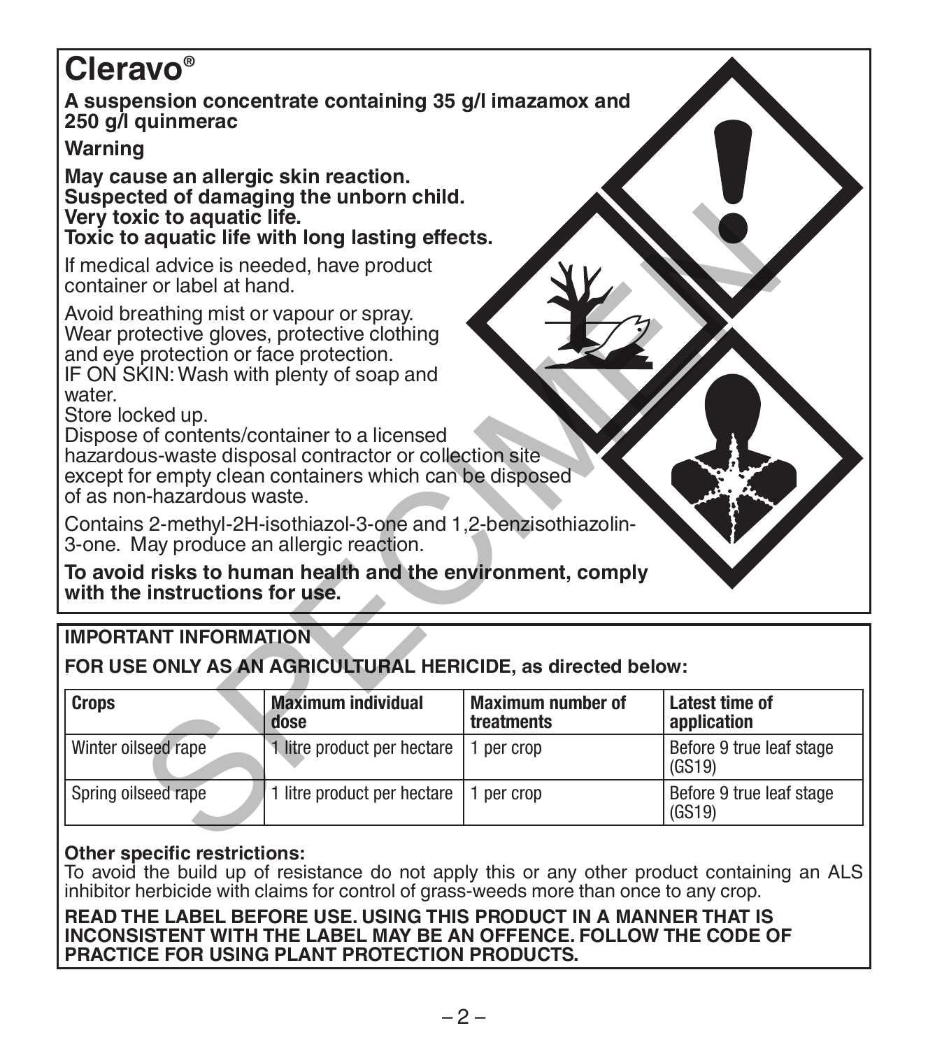# Cleravo®

**A suspension concentrate containing 35 g/l imazamox and 250 g/l quinmerac**

**Warning**

**May cause an allergic skin reaction.**
**Suspected of damaging the unborn child.**
**Very toxic to aquatic life.**
**Toxic to aquatic life with long lasting effects.**

If medical advice is needed, have product container or label at hand.

Avoid breathing mist or vapour or spray.
Wear protective gloves, protective clothing and eye protection or face protection.
IF ON SKIN: Wash with plenty of soap and water.
Store locked up.
Dispose of contents/container to a licensed hazardous-waste disposal contractor or collection site except for empty clean containers which can be disposed of as non-hazardous waste.

Contains 2-methyl-2H-isothiazol-3-one and 1,2-benzisothiazolin-3-one. May produce an allergic reaction.

**To avoid risks to human health and the environment, comply with the instructions for use.**

**IMPORTANT INFORMATION**

**FOR USE ONLY AS AN AGRICULTURAL HERICIDE, as directed below:**

| Crops | Maximum individual dose | Maximum number of treatments | Latest time of application |
|---|---|---|---|
| Winter oilseed rape | 1 litre product per hectare | 1 per crop | Before 9 true leaf stage (GS19) |
| Spring oilseed rape | 1 litre product per hectare | 1 per crop | Before 9 true leaf stage (GS19) |

**Other specific restrictions:**
To avoid the build up of resistance do not apply this or any other product containing an ALS inhibitor herbicide with claims for control of grass-weeds more than once to any crop.

**READ THE LABEL BEFORE USE. USING THIS PRODUCT IN A MANNER THAT IS INCONSISTENT WITH THE LABEL MAY BE AN OFFENCE. FOLLOW THE CODE OF PRACTICE FOR USING PLANT PROTECTION PRODUCTS.**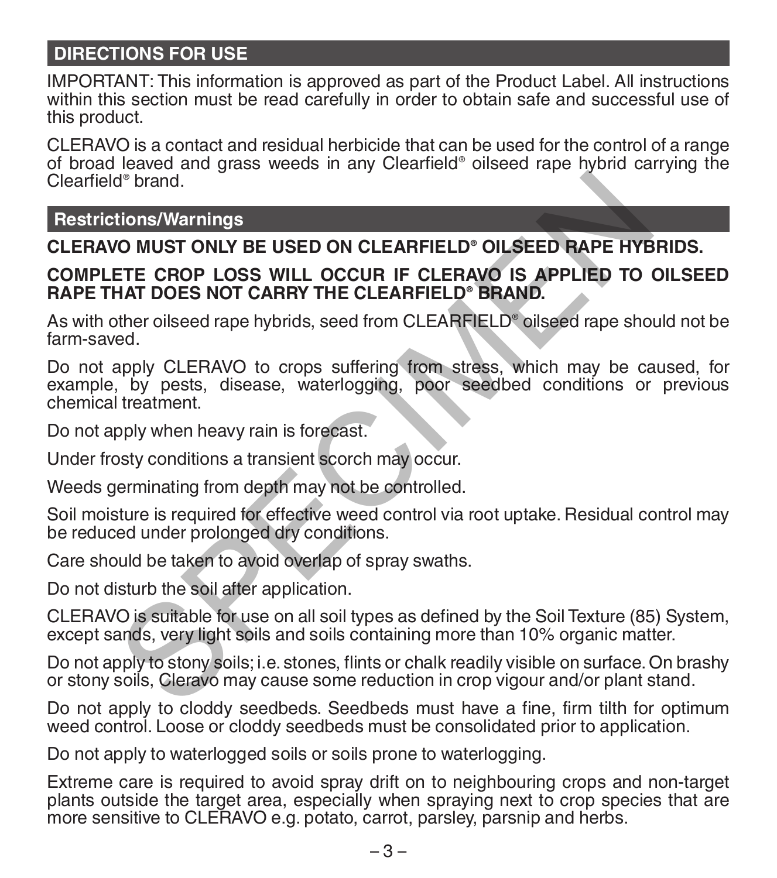## DIRECTIONS FOR USE

IMPORTANT: This information is approved as part of the Product Label. All instructions within this section must be read carefully in order to obtain safe and successful use of this product.

CLERAVO is a contact and residual herbicide that can be used for the control of a range of broad leaved and grass weeds in any Clearfield® oilseed rape hybrid carrying the Clearfield® brand.

### Restrictions/Warnings

**CLERAVO MUST ONLY BE USED ON CLEARFIELD® OILSEED RAPE HYBRIDS.**

**COMPLETE CROP LOSS WILL OCCUR IF CLERAVO IS APPLIED TO OILSEED RAPE THAT DOES NOT CARRY THE CLEARFIELD® BRAND.**

As with other oilseed rape hybrids, seed from CLEARFIELD® oilseed rape should not be farm-saved.

Do not apply CLERAVO to crops suffering from stress, which may be caused, for example, by pests, disease, waterlogging, poor seedbed conditions or previous chemical treatment.

Do not apply when heavy rain is forecast.

Under frosty conditions a transient scorch may occur.

Weeds germinating from depth may not be controlled.

Soil moisture is required for effective weed control via root uptake. Residual control may be reduced under prolonged dry conditions.

Care should be taken to avoid overlap of spray swaths.

Do not disturb the soil after application.

CLERAVO is suitable for use on all soil types as defined by the Soil Texture (85) System, except sands, very light soils and soils containing more than 10% organic matter.

Do not apply to stony soils; i.e. stones, flints or chalk readily visible on surface. On brashy or stony soils, Cleravo may cause some reduction in crop vigour and/or plant stand.

Do not apply to cloddy seedbeds. Seedbeds must have a fine, firm tilth for optimum weed control. Loose or cloddy seedbeds must be consolidated prior to application.

Do not apply to waterlogged soils or soils prone to waterlogging.

Extreme care is required to avoid spray drift on to neighbouring crops and non-target plants outside the target area, especially when spraying next to crop species that are more sensitive to CLERAVO e.g. potato, carrot, parsley, parsnip and herbs.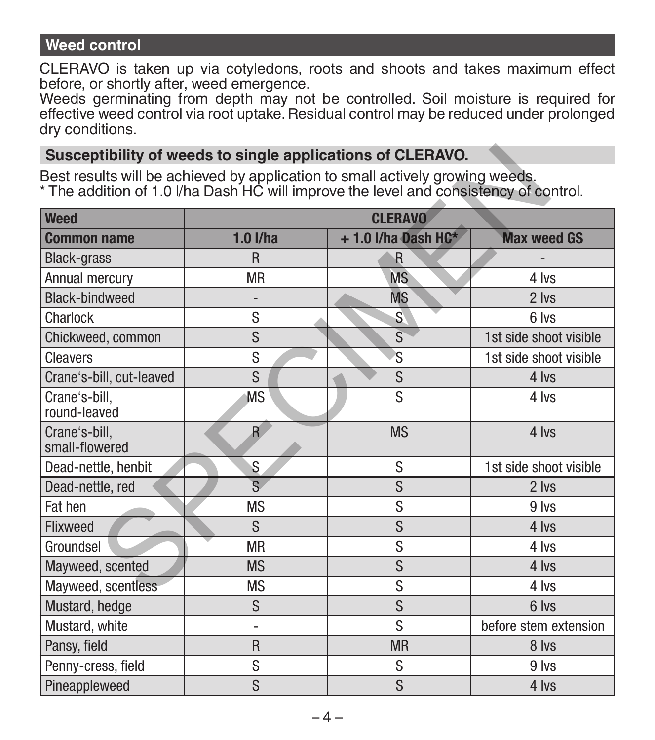## Weed control

CLERAVO is taken up via cotyledons, roots and shoots and takes maximum effect before, or shortly after, weed emergence.
Weeds germinating from depth may not be controlled. Soil moisture is required for effective weed control via root uptake. Residual control may be reduced under prolonged dry conditions.

### Susceptibility of weeds to single applications of CLERAVO.

Best results will be achieved by application to small actively growing weeds.
* The addition of 1.0 l/ha Dash HC will improve the level and consistency of control.

| Weed | CLERAVO | | |
|---|---|---|---|
| **Common name** | **1.0 l/ha** | **+ 1.0 l/ha Dash HC*** | **Max weed GS** |
| Black-grass | R | R | - |
| Annual mercury | MR | MS | 4 lvs |
| Black-bindweed | - | MS | 2 lvs |
| Charlock | S | S | 6 lvs |
| Chickweed, common | S | S | 1st side shoot visible |
| Cleavers | S | S | 1st side shoot visible |
| Crane's-bill, cut-leaved | S | S | 4 lvs |
| Crane's-bill, round-leaved | MS | S | 4 lvs |
| Crane's-bill, small-flowered | R | MS | 4 lvs |
| Dead-nettle, henbit | S | S | 1st side shoot visible |
| Dead-nettle, red | S | S | 2 lvs |
| Fat hen | MS | S | 9 lvs |
| Flixweed | S | S | 4 lvs |
| Groundsel | MR | S | 4 lvs |
| Mayweed, scented | MS | S | 4 lvs |
| Mayweed, scentless | MS | S | 4 lvs |
| Mustard, hedge | S | S | 6 lvs |
| Mustard, white | - | S | before stem extension |
| Pansy, field | R | MR | 8 lvs |
| Penny-cress, field | S | S | 9 lvs |
| Pineappleweed | S | S | 4 lvs |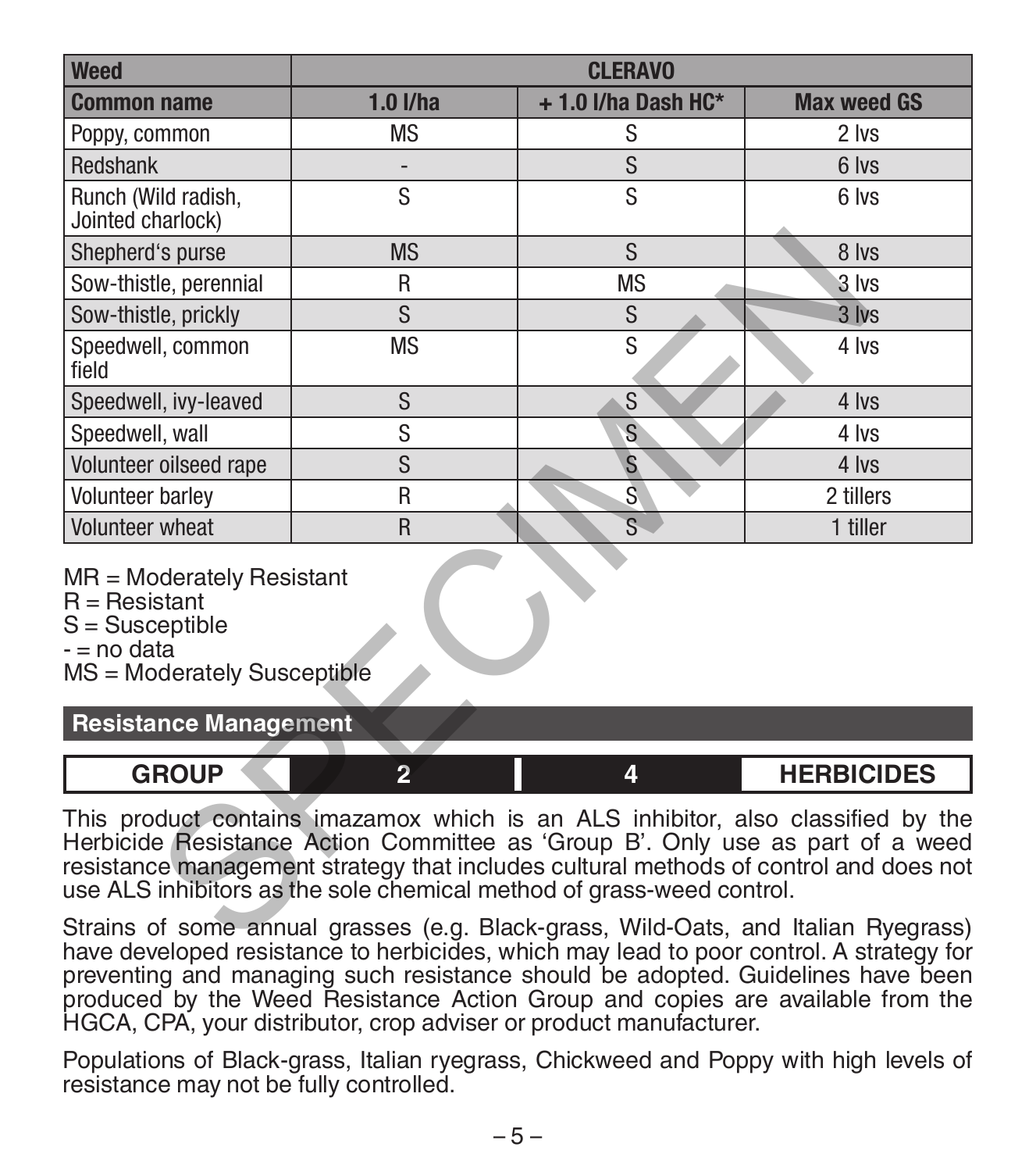| Weed | CLERAVO | | |
|---|---|---|---|
| Common name | 1.0 l/ha | + 1.0 l/ha Dash HC* | Max weed GS |
| Poppy, common | MS | S | 2 lvs |
| Redshank | - | S | 6 lvs |
| Runch (Wild radish, Jointed charlock) | S | S | 6 lvs |
| Shepherd's purse | MS | S | 8 lvs |
| Sow-thistle, perennial | R | MS | 3 lvs |
| Sow-thistle, prickly | S | S | 3 lvs |
| Speedwell, common field | MS | S | 4 lvs |
| Speedwell, ivy-leaved | S | S | 4 lvs |
| Speedwell, wall | S | S | 4 lvs |
| Volunteer oilseed rape | S | S | 4 lvs |
| Volunteer barley | R | S | 2 tillers |
| Volunteer wheat | R | S | 1 tiller |

MR = Moderately Resistant
R = Resistant
S = Susceptible
- = no data
MS = Moderately Susceptible

## Resistance Management

| GROUP | 2 | 4 | HERBICIDES |
|---|---|---|---|

This product contains imazamox which is an ALS inhibitor, also classified by the Herbicide Resistance Action Committee as 'Group B'. Only use as part of a weed resistance management strategy that includes cultural methods of control and does not use ALS inhibitors as the sole chemical method of grass-weed control.

Strains of some annual grasses (e.g. Black-grass, Wild-Oats, and Italian Ryegrass) have developed resistance to herbicides, which may lead to poor control. A strategy for preventing and managing such resistance should be adopted. Guidelines have been produced by the Weed Resistance Action Group and copies are available from the HGCA, CPA, your distributor, crop adviser or product manufacturer.

Populations of Black-grass, Italian ryegrass, Chickweed and Poppy with high levels of resistance may not be fully controlled.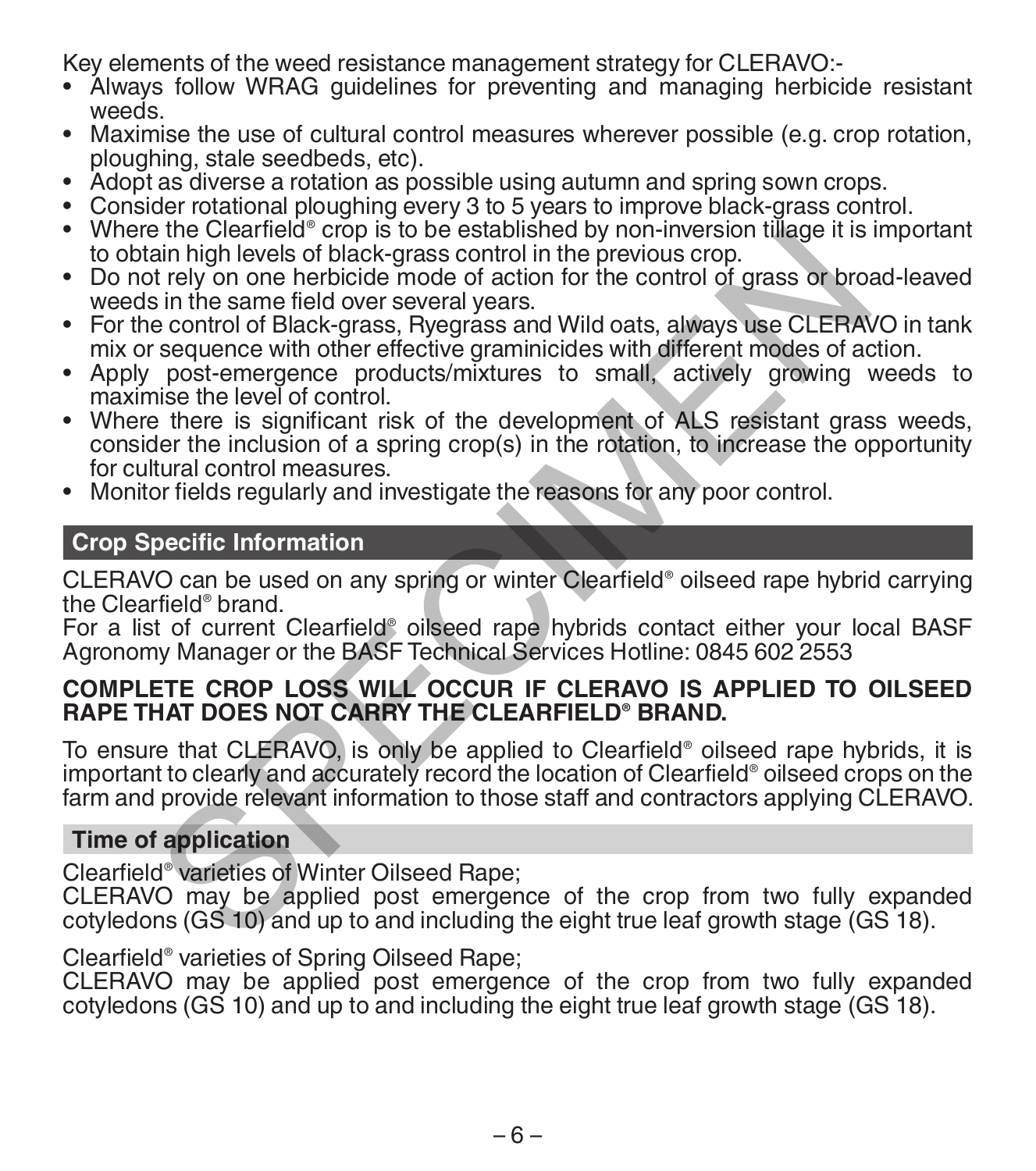Key elements of the weed resistance management strategy for CLERAVO:-

- Always follow WRAG guidelines for preventing and managing herbicide resistant weeds.
- Maximise the use of cultural control measures wherever possible (e.g. crop rotation, ploughing, stale seedbeds, etc).
- Adopt as diverse a rotation as possible using autumn and spring sown crops.
- Consider rotational ploughing every 3 to 5 years to improve black-grass control.
- Where the Clearfield® crop is to be established by non-inversion tillage it is important to obtain high levels of black-grass control in the previous crop.
- Do not rely on one herbicide mode of action for the control of grass or broad-leaved weeds in the same field over several years.
- For the control of Black-grass, Ryegrass and Wild oats, always use CLERAVO in tank mix or sequence with other effective graminicides with different modes of action.
- Apply post-emergence products/mixtures to small, actively growing weeds to maximise the level of control.
- Where there is significant risk of the development of ALS resistant grass weeds, consider the inclusion of a spring crop(s) in the rotation, to increase the opportunity for cultural control measures.
- Monitor fields regularly and investigate the reasons for any poor control.

## Crop Specific Information

CLERAVO can be used on any spring or winter Clearfield® oilseed rape hybrid carrying the Clearfield® brand.
For a list of current Clearfield® oilseed rape hybrids contact either your local BASF Agronomy Manager or the BASF Technical Services Hotline: 0845 602 2553

**COMPLETE CROP LOSS WILL OCCUR IF CLERAVO IS APPLIED TO OILSEED RAPE THAT DOES NOT CARRY THE CLEARFIELD® BRAND.**

To ensure that CLERAVO, is only be applied to Clearfield® oilseed rape hybrids, it is important to clearly and accurately record the location of Clearfield® oilseed crops on the farm and provide relevant information to those staff and contractors applying CLERAVO.

### Time of application

Clearfield® varieties of Winter Oilseed Rape;
CLERAVO may be applied post emergence of the crop from two fully expanded cotyledons (GS 10) and up to and including the eight true leaf growth stage (GS 18).

Clearfield® varieties of Spring Oilseed Rape;
CLERAVO may be applied post emergence of the crop from two fully expanded cotyledons (GS 10) and up to and including the eight true leaf growth stage (GS 18).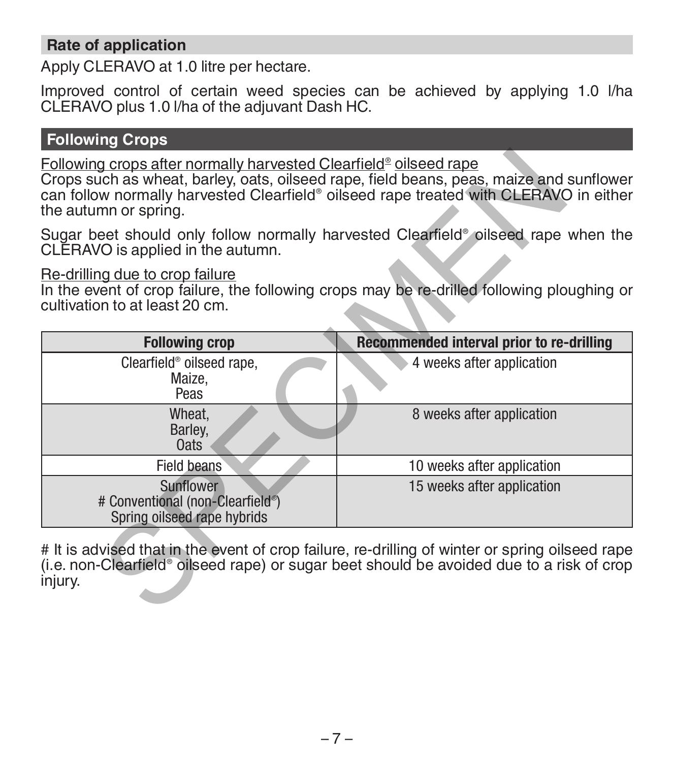## Rate of application

Apply CLERAVO at 1.0 litre per hectare.

Improved control of certain weed species can be achieved by applying 1.0 l/ha CLERAVO plus 1.0 l/ha of the adjuvant Dash HC.

## Following Crops

Following crops after normally harvested Clearfield® oilseed rape
Crops such as wheat, barley, oats, oilseed rape, field beans, peas, maize and sunflower can follow normally harvested Clearfield® oilseed rape treated with CLERAVO in either the autumn or spring.

Sugar beet should only follow normally harvested Clearfield® oilseed rape when the CLERAVO is applied in the autumn.

Re-drilling due to crop failure
In the event of crop failure, the following crops may be re-drilled following ploughing or cultivation to at least 20 cm.

| Following crop | Recommended interval prior to re-drilling |
|---|---|
| Clearfield® oilseed rape, Maize, Peas | 4 weeks after application |
| Wheat, Barley, Oats | 8 weeks after application |
| Field beans | 10 weeks after application |
| Sunflower # Conventional (non-Clearfield®) Spring oilseed rape hybrids | 15 weeks after application |

# It is advised that in the event of crop failure, re-drilling of winter or spring oilseed rape (i.e. non-Clearfield® oilseed rape) or sugar beet should be avoided due to a risk of crop injury.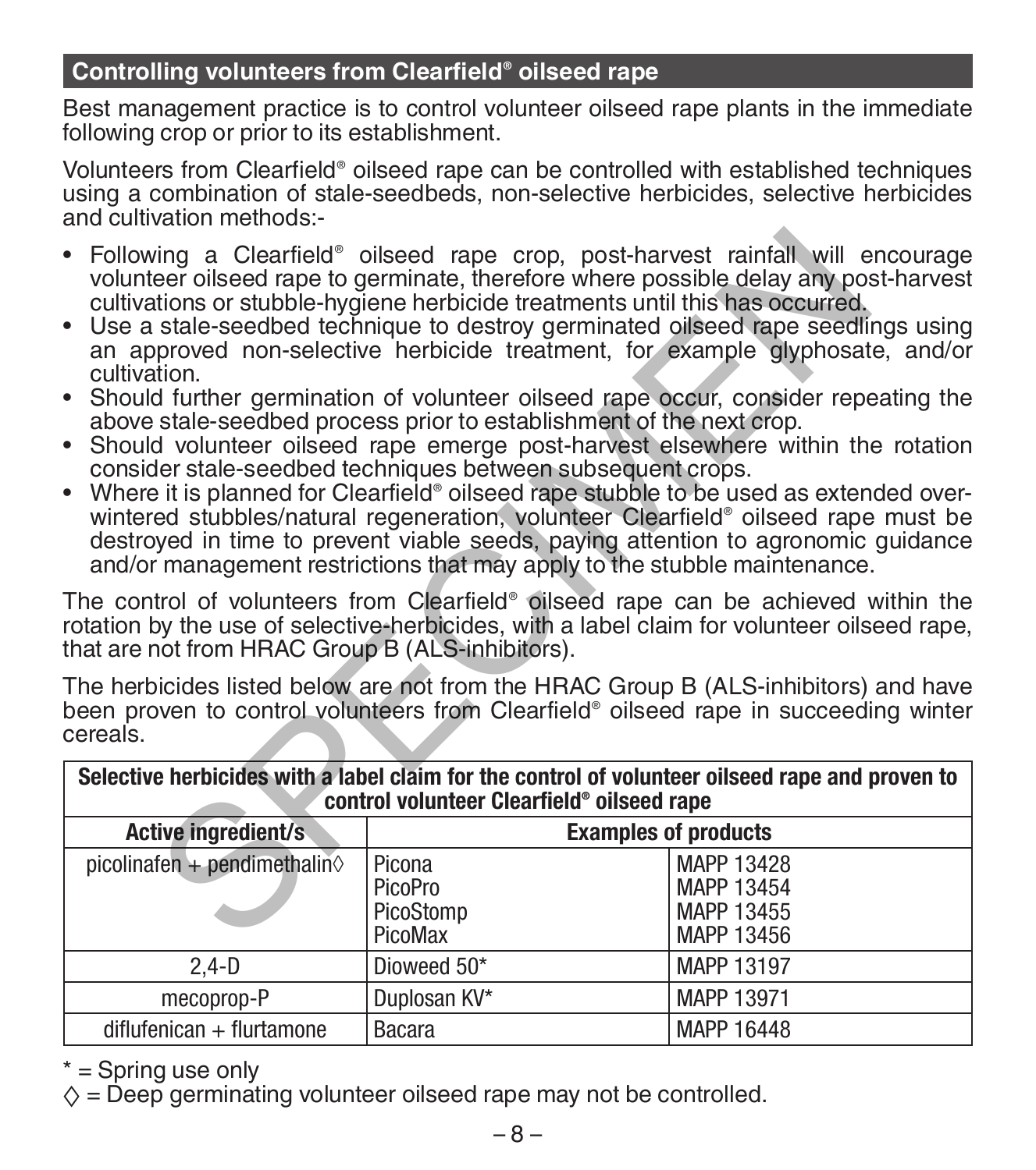## Controlling volunteers from Clearfield® oilseed rape

Best management practice is to control volunteer oilseed rape plants in the immediate following crop or prior to its establishment.

Volunteers from Clearfield® oilseed rape can be controlled with established techniques using a combination of stale-seedbeds, non-selective herbicides, selective herbicides and cultivation methods:-

- Following a Clearfield® oilseed rape crop, post-harvest rainfall will encourage volunteer oilseed rape to germinate, therefore where possible delay any post-harvest cultivations or stubble-hygiene herbicide treatments until this has occurred.
- Use a stale-seedbed technique to destroy germinated oilseed rape seedlings using an approved non-selective herbicide treatment, for example glyphosate, and/or cultivation.
- Should further germination of volunteer oilseed rape occur, consider repeating the above stale-seedbed process prior to establishment of the next crop.
- Should volunteer oilseed rape emerge post-harvest elsewhere within the rotation consider stale-seedbed techniques between subsequent crops.
- Where it is planned for Clearfield® oilseed rape stubble to be used as extended over-wintered stubbles/natural regeneration, volunteer Clearfield® oilseed rape must be destroyed in time to prevent viable seeds, paying attention to agronomic guidance and/or management restrictions that may apply to the stubble maintenance.

The control of volunteers from Clearfield® oilseed rape can be achieved within the rotation by the use of selective-herbicides, with a label claim for volunteer oilseed rape, that are not from HRAC Group B (ALS-inhibitors).

The herbicides listed below are not from the HRAC Group B (ALS-inhibitors) and have been proven to control volunteers from Clearfield® oilseed rape in succeeding winter cereals.

| Selective herbicides with a label claim for the control of volunteer oilseed rape and proven to control volunteer Clearfield® oilseed rape | | |
|---|---|---|
| **Active ingredient/s** | **Examples of products** | |
| picolinafen + pendimethalin◊ | Picona<br>PicoPro<br>PicoStomp<br>PicoMax | MAPP 13428<br>MAPP 13454<br>MAPP 13455<br>MAPP 13456 |
| 2,4-D | Dioweed 50* | MAPP 13197 |
| mecoprop-P | Duplosan KV* | MAPP 13971 |
| diflufenican + flurtamone | Bacara | MAPP 16448 |

* = Spring use only
◊ = Deep germinating volunteer oilseed rape may not be controlled.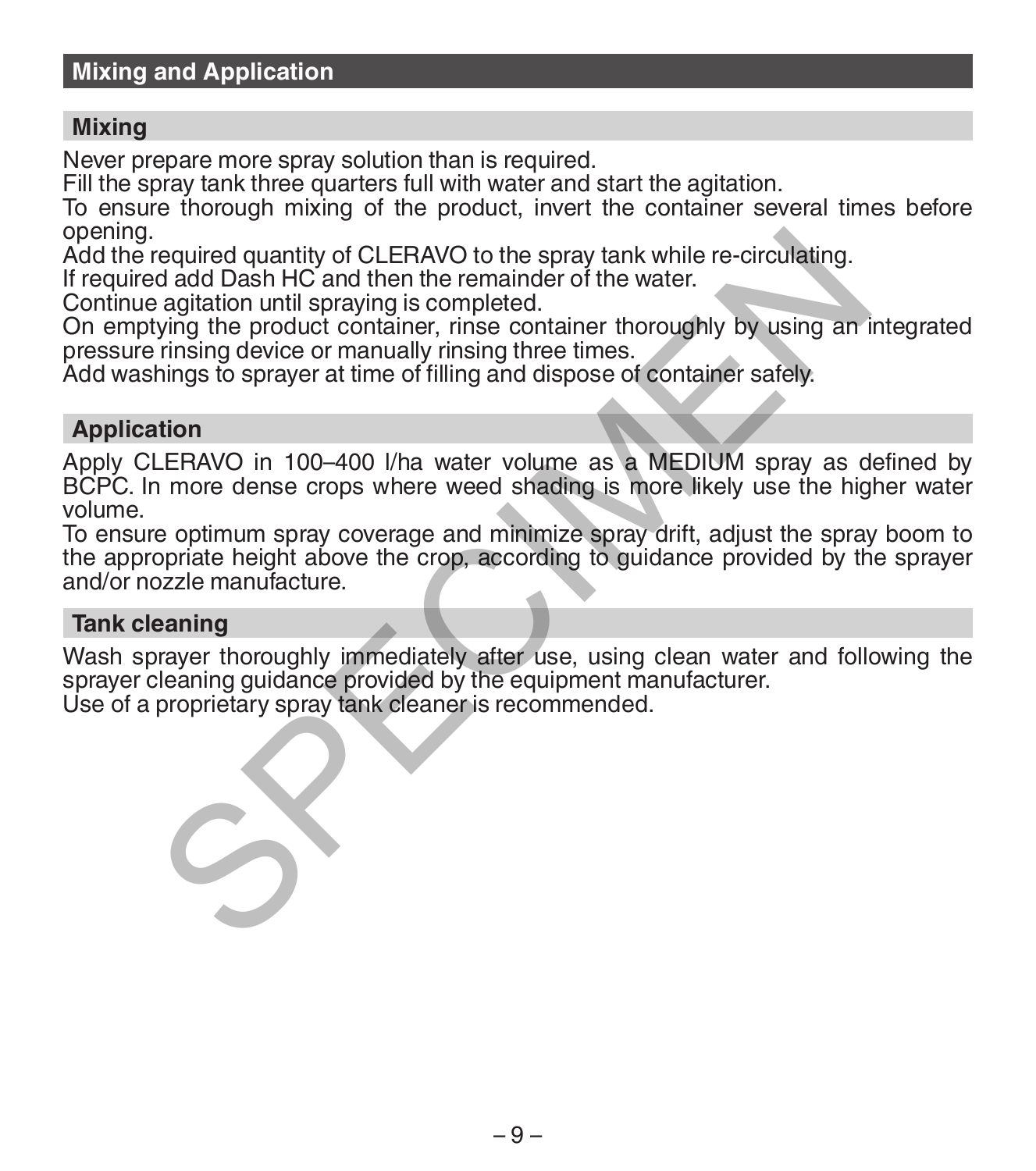## Mixing and Application

### Mixing

Never prepare more spray solution than is required.
Fill the spray tank three quarters full with water and start the agitation.
To ensure thorough mixing of the product, invert the container several times before opening.
Add the required quantity of CLERAVO to the spray tank while re-circulating.
If required add Dash HC and then the remainder of the water.
Continue agitation until spraying is completed.
On emptying the product container, rinse container thoroughly by using an integrated pressure rinsing device or manually rinsing three times.
Add washings to sprayer at time of filling and dispose of container safely.

### Application

Apply CLERAVO in 100–400 l/ha water volume as a MEDIUM spray as defined by BCPC. In more dense crops where weed shading is more likely use the higher water volume.
To ensure optimum spray coverage and minimize spray drift, adjust the spray boom to the appropriate height above the crop, according to guidance provided by the sprayer and/or nozzle manufacture.

### Tank cleaning

Wash sprayer thoroughly immediately after use, using clean water and following the sprayer cleaning guidance provided by the equipment manufacturer.
Use of a proprietary spray tank cleaner is recommended.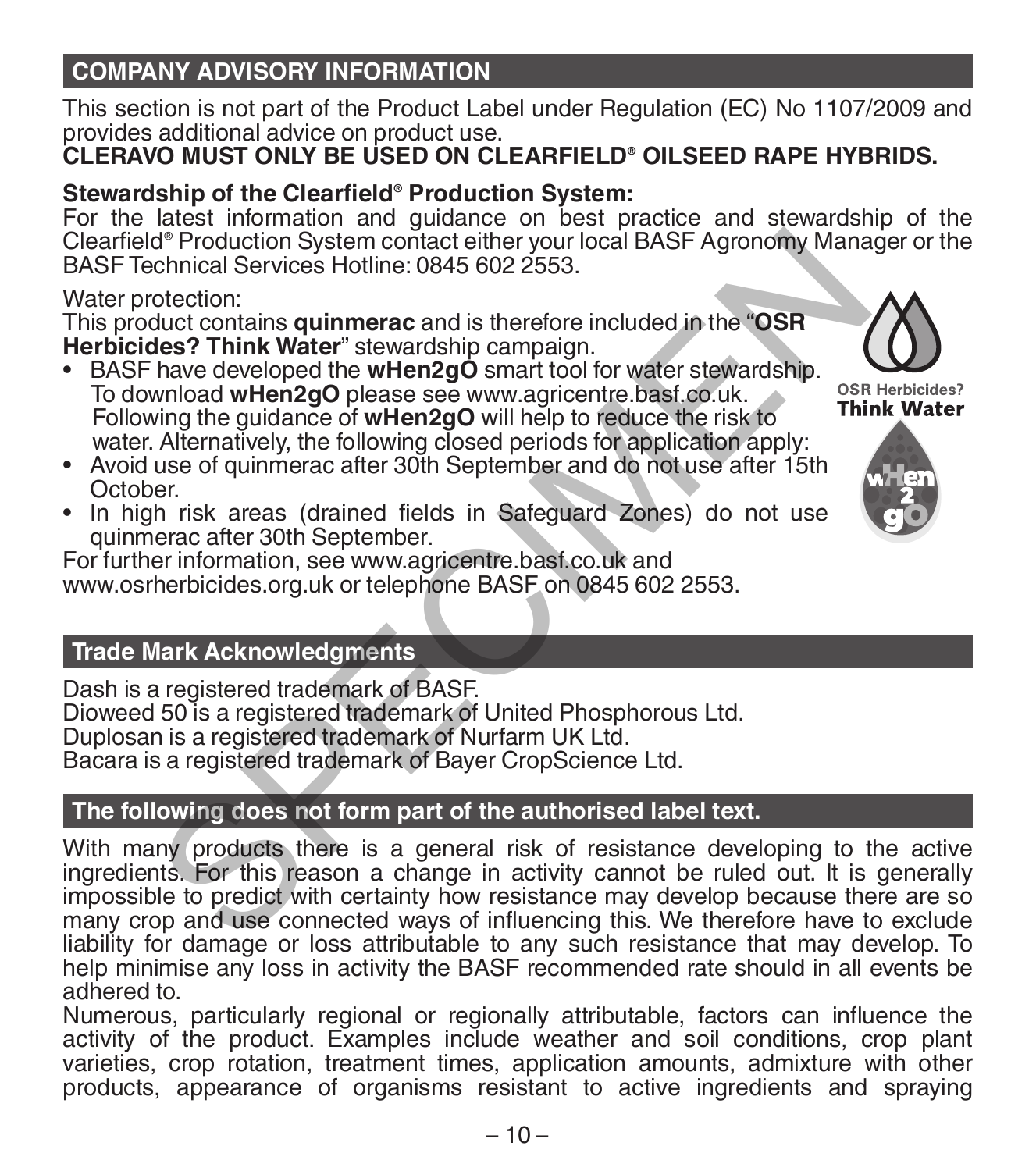## COMPANY ADVISORY INFORMATION

This section is not part of the Product Label under Regulation (EC) No 1107/2009 and provides additional advice on product use.

**CLERAVO MUST ONLY BE USED ON CLEARFIELD® OILSEED RAPE HYBRIDS.**

**Stewardship of the Clearfield® Production System:**

For the latest information and guidance on best practice and stewardship of the Clearfield® Production System contact either your local BASF Agronomy Manager or the BASF Technical Services Hotline: 0845 602 2553.

Water protection:

This product contains **quinmerac** and is therefore included in the "**OSR Herbicides? Think Water**" stewardship campaign.

- BASF have developed the **wHen2gO** smart tool for water stewardship. To download **wHen2gO** please see www.agricentre.basf.co.uk. Following the guidance of **wHen2gO** will help to reduce the risk to water. Alternatively, the following closed periods for application apply:
- Avoid use of quinmerac after 30th September and do not use after 15th October.
- In high risk areas (drained fields in Safeguard Zones) do not use quinmerac after 30th September.

For further information, see www.agricentre.basf.co.uk and www.osrherbicides.org.uk or telephone BASF on 0845 602 2553.

OSR Herbicides? **Think Water**

## Trade Mark Acknowledgments

Dash is a registered trademark of BASF.
Dioweed 50 is a registered trademark of United Phosphorous Ltd.
Duplosan is a registered trademark of Nurfarm UK Ltd.
Bacara is a registered trademark of Bayer CropScience Ltd.

## The following does not form part of the authorised label text.

With many products there is a general risk of resistance developing to the active ingredients. For this reason a change in activity cannot be ruled out. It is generally impossible to predict with certainty how resistance may develop because there are so many crop and use connected ways of influencing this. We therefore have to exclude liability for damage or loss attributable to any such resistance that may develop. To help minimise any loss in activity the BASF recommended rate should in all events be adhered to.

Numerous, particularly regional or regionally attributable, factors can influence the activity of the product. Examples include weather and soil conditions, crop plant varieties, crop rotation, treatment times, application amounts, admixture with other products, appearance of organisms resistant to active ingredients and spraying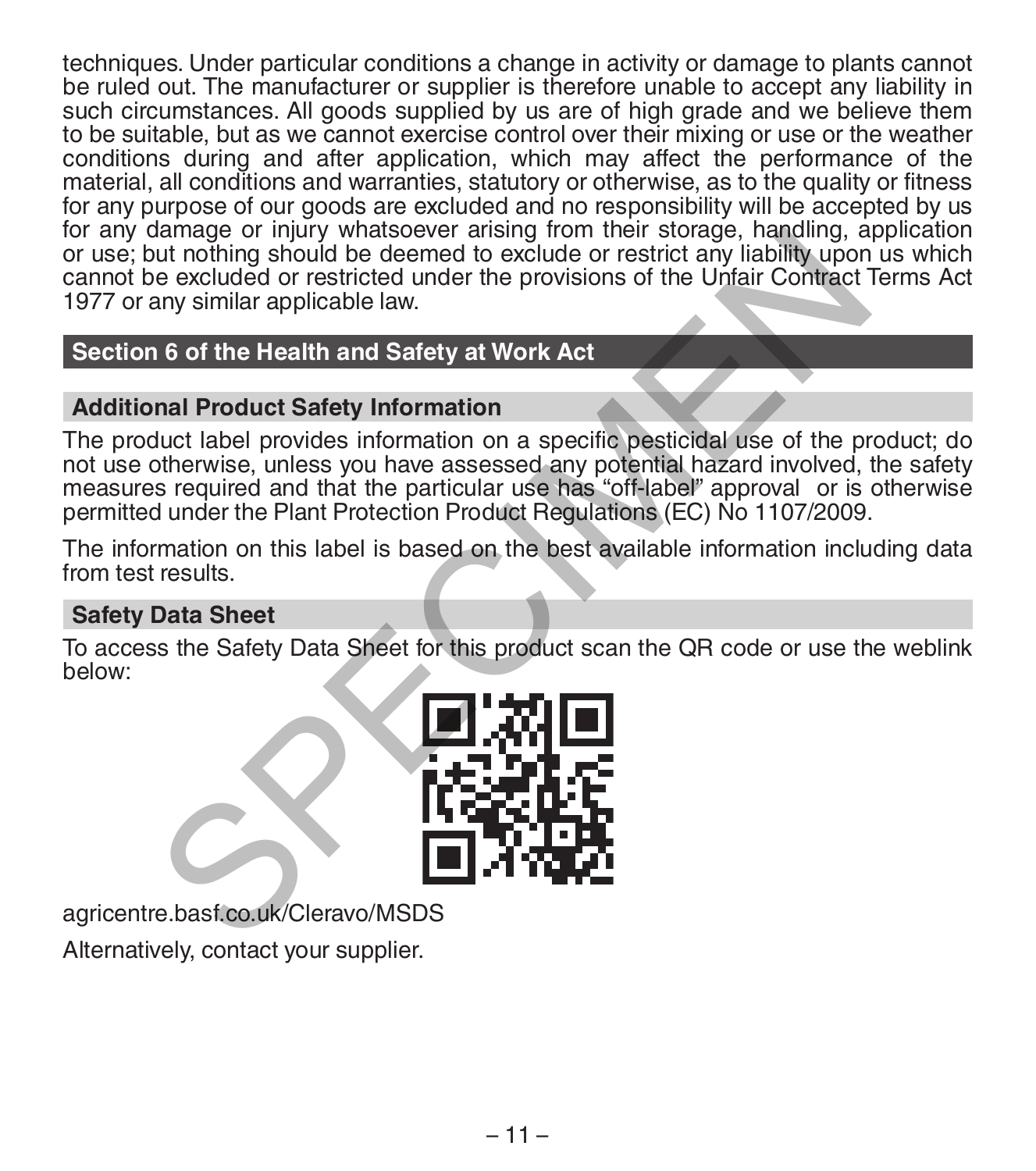techniques. Under particular conditions a change in activity or damage to plants cannot be ruled out. The manufacturer or supplier is therefore unable to accept any liability in such circumstances. All goods supplied by us are of high grade and we believe them to be suitable, but as we cannot exercise control over their mixing or use or the weather conditions during and after application, which may affect the performance of the material, all conditions and warranties, statutory or otherwise, as to the quality or fitness for any purpose of our goods are excluded and no responsibility will be accepted by us for any damage or injury whatsoever arising from their storage, handling, application or use; but nothing should be deemed to exclude or restrict any liability upon us which cannot be excluded or restricted under the provisions of the Unfair Contract Terms Act 1977 or any similar applicable law.

## Section 6 of the Health and Safety at Work Act

### Additional Product Safety Information

The product label provides information on a specific pesticidal use of the product; do not use otherwise, unless you have assessed any potential hazard involved, the safety measures required and that the particular use has "off-label" approval or is otherwise permitted under the Plant Protection Product Regulations (EC) No 1107/2009.

The information on this label is based on the best available information including data from test results.

### Safety Data Sheet

To access the Safety Data Sheet for this product scan the QR code or use the weblink below:

agricentre.basf.co.uk/Cleravo/MSDS

Alternatively, contact your supplier.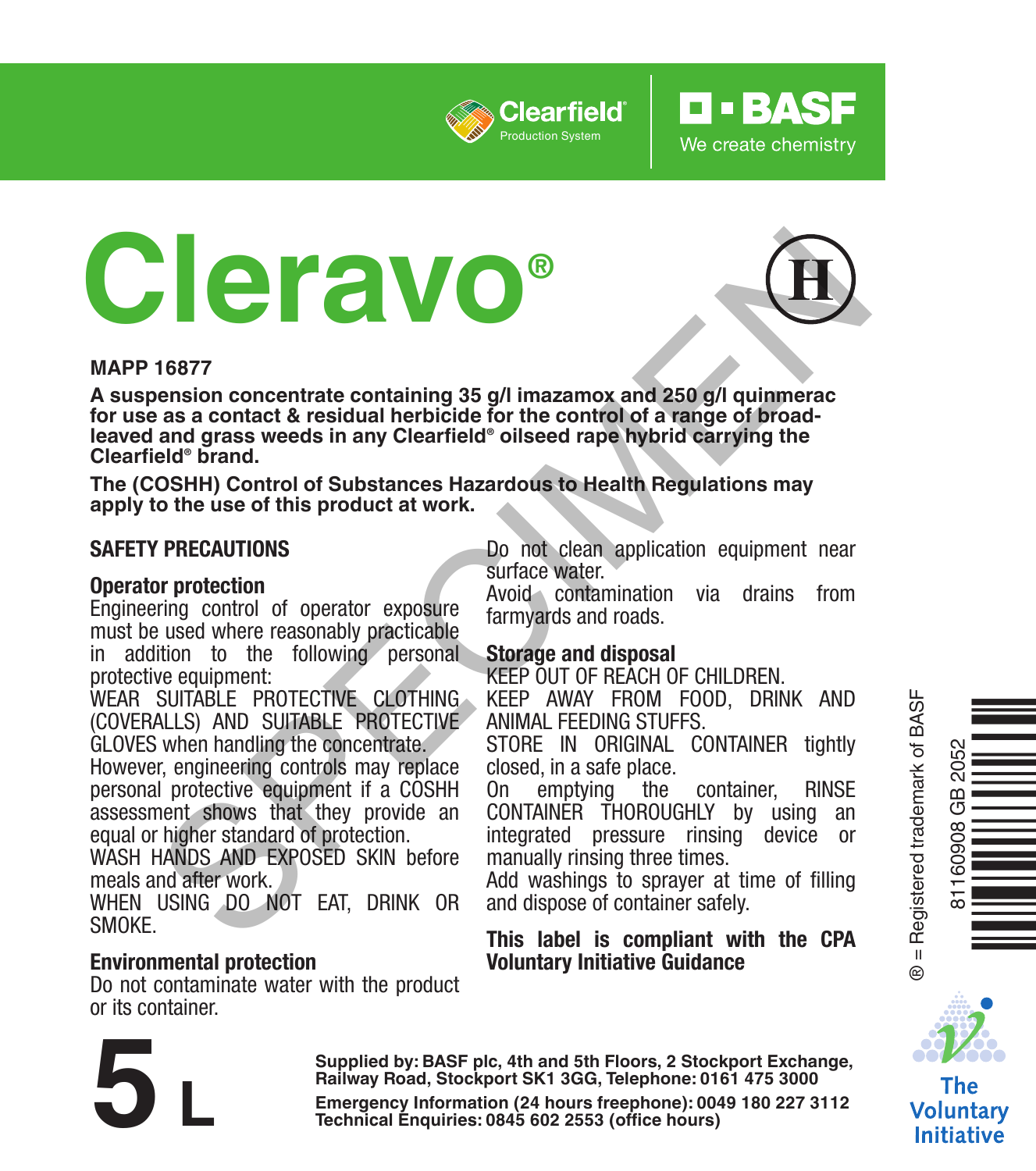Clearfield® Production System

BASF We create chemistry

# Cleravo®

**MAPP 16877**

**A suspension concentrate containing 35 g/l imazamox and 250 g/l quinmerac for use as a contact & residual herbicide for the control of a range of broad-leaved and grass weeds in any Clearfield® oilseed rape hybrid carrying the Clearfield® brand.**

**The (COSHH) Control of Substances Hazardous to Health Regulations may apply to the use of this product at work.**

## SAFETY PRECAUTIONS

### Operator protection

Engineering control of operator exposure must be used where reasonably practicable in addition to the following personal protective equipment:

WEAR SUITABLE PROTECTIVE CLOTHING (COVERALLS) AND SUITABLE PROTECTIVE GLOVES when handling the concentrate.

However, engineering controls may replace personal protective equipment if a COSHH assessment shows that they provide an equal or higher standard of protection.

WASH HANDS AND EXPOSED SKIN before meals and after work.

WHEN USING DO NOT EAT, DRINK OR SMOKE.

### Environmental protection

Do not contaminate water with the product or its container.

Do not clean application equipment near surface water.

Avoid contamination via drains from farmyards and roads.

### Storage and disposal

KEEP OUT OF REACH OF CHILDREN.

KEEP AWAY FROM FOOD, DRINK AND ANIMAL FEEDING STUFFS.

STORE IN ORIGINAL CONTAINER tightly closed, in a safe place.

On emptying the container, RINSE CONTAINER THOROUGHLY by using an integrated pressure rinsing device or manually rinsing three times.

Add washings to sprayer at time of filling and dispose of container safely.

**This label is compliant with the CPA Voluntary Initiative Guidance**

® = Registered trademark of BASF

81160908 GB 2052

**5 L**

**Supplied by: BASF plc, 4th and 5th Floors, 2 Stockport Exchange, Railway Road, Stockport SK1 3GG, Telephone: 0161 475 3000**

**Emergency Information (24 hours freephone): 0049 180 227 3112**
**Technical Enquiries: 0845 602 2553 (office hours)**

The Voluntary Initiative